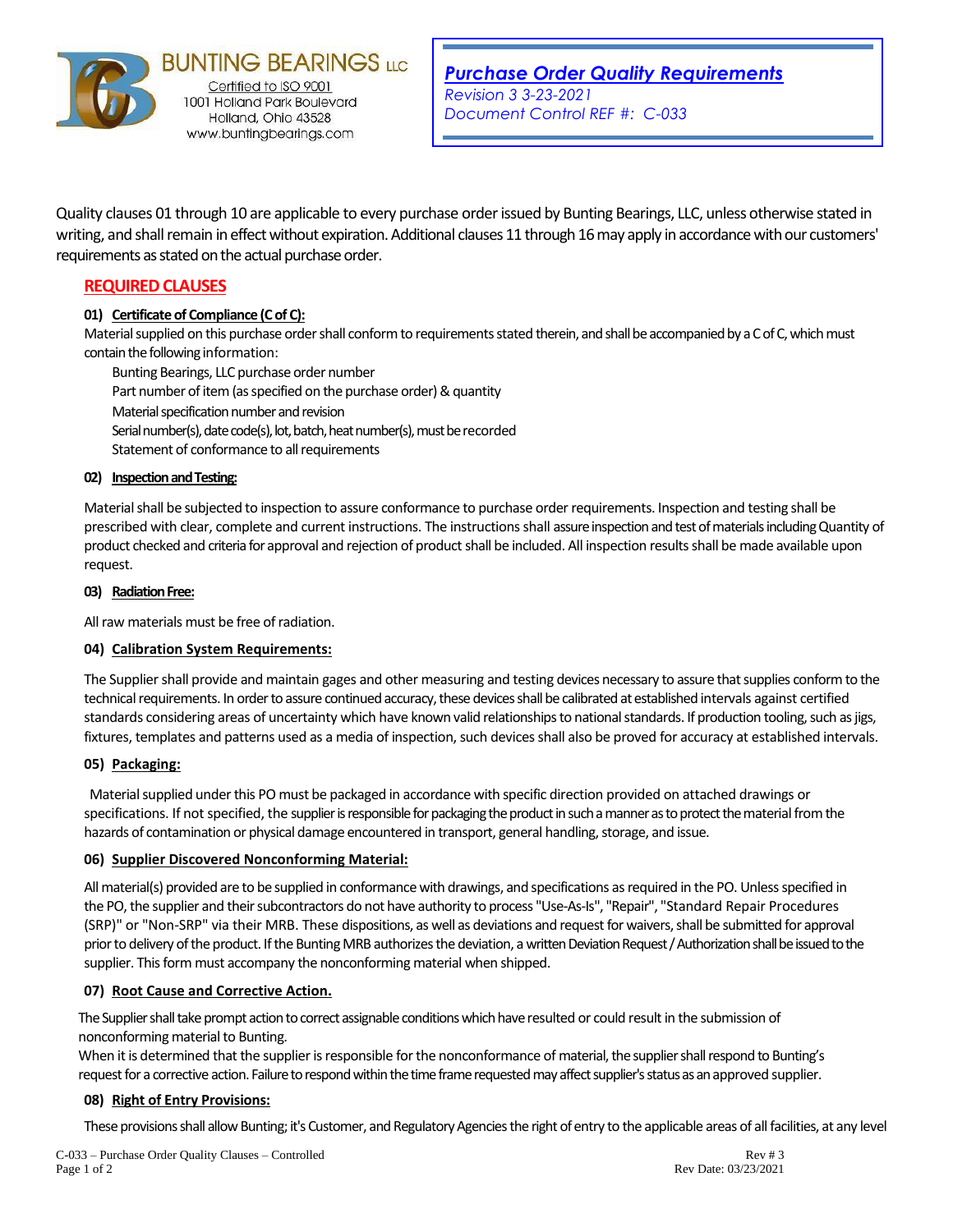BUNTING BEARINGS LLC
Certified to ISO 9001
1001 Holland Park Boulevard
Holland, Ohio 43528
www.buntingbearings.com

# *Purchase Order Quality Requirements*

*Revision 3 3-23-2021*
*Document Control REF #: C-033*

Quality clauses 01 through 10 are applicable to every purchase order issued by Bunting Bearings, LLC, unless otherwise stated in writing, and shall remain in effect without expiration. Additional clauses 11 through 16 may apply in accordance with our customers' requirements as stated on the actual purchase order.

## REQUIRED CLAUSES

**01) Certificate of Compliance (C of C):**

Material supplied on this purchase order shall conform to requirements stated therein, and shall be accompanied by a C of C, which must contain the following information:

- Bunting Bearings, LLC purchase order number
- Part number of item (as specified on the purchase order) & quantity
- Material specification number and revision
- Serial number(s), date code(s), lot, batch, heat number(s), must be recorded
- Statement of conformance to all requirements

**02) Inspection and Testing:**

Material shall be subjected to inspection to assure conformance to purchase order requirements. Inspection and testing shall be prescribed with clear, complete and current instructions. The instructions shall assure inspection and test of materials including Quantity of product checked and criteria for approval and rejection of product shall be included. All inspection results shall be made available upon request.

**03) Radiation Free:**

All raw materials must be free of radiation.

**04) Calibration System Requirements:**

The Supplier shall provide and maintain gages and other measuring and testing devices necessary to assure that supplies conform to the technical requirements. In order to assure continued accuracy, these devices shall be calibrated at established intervals against certified standards considering areas of uncertainty which have known valid relationships to national standards. If production tooling, such as jigs, fixtures, templates and patterns used as a media of inspection, such devices shall also be proved for accuracy at established intervals.

**05) Packaging:**

Material supplied under this PO must be packaged in accordance with specific direction provided on attached drawings or specifications. If not specified, the supplier is responsible for packaging the product in such a manner as to protect the material from the hazards of contamination or physical damage encountered in transport, general handling, storage, and issue.

**06) Supplier Discovered Nonconforming Material:**

All material(s) provided are to be supplied in conformance with drawings, and specifications as required in the PO. Unless specified in the PO, the supplier and their subcontractors do not have authority to process "Use-As-Is", "Repair", "Standard Repair Procedures (SRP)" or "Non-SRP" via their MRB. These dispositions, as well as deviations and request for waivers, shall be submitted for approval prior to delivery of the product. If the Bunting MRB authorizes the deviation, a written Deviation Request / Authorization shall be issued to the supplier. This form must accompany the nonconforming material when shipped.

**07) Root Cause and Corrective Action.**

The Supplier shall take prompt action to correct assignable conditions which have resulted or could result in the submission of nonconforming material to Bunting.
When it is determined that the supplier is responsible for the nonconformance of material, the supplier shall respond to Bunting's request for a corrective action. Failure to respond within the time frame requested may affect supplier's status as an approved supplier.

**08) Right of Entry Provisions:**

These provisions shall allow Bunting; it's Customer, and Regulatory Agencies the right of entry to the applicable areas of all facilities, at any level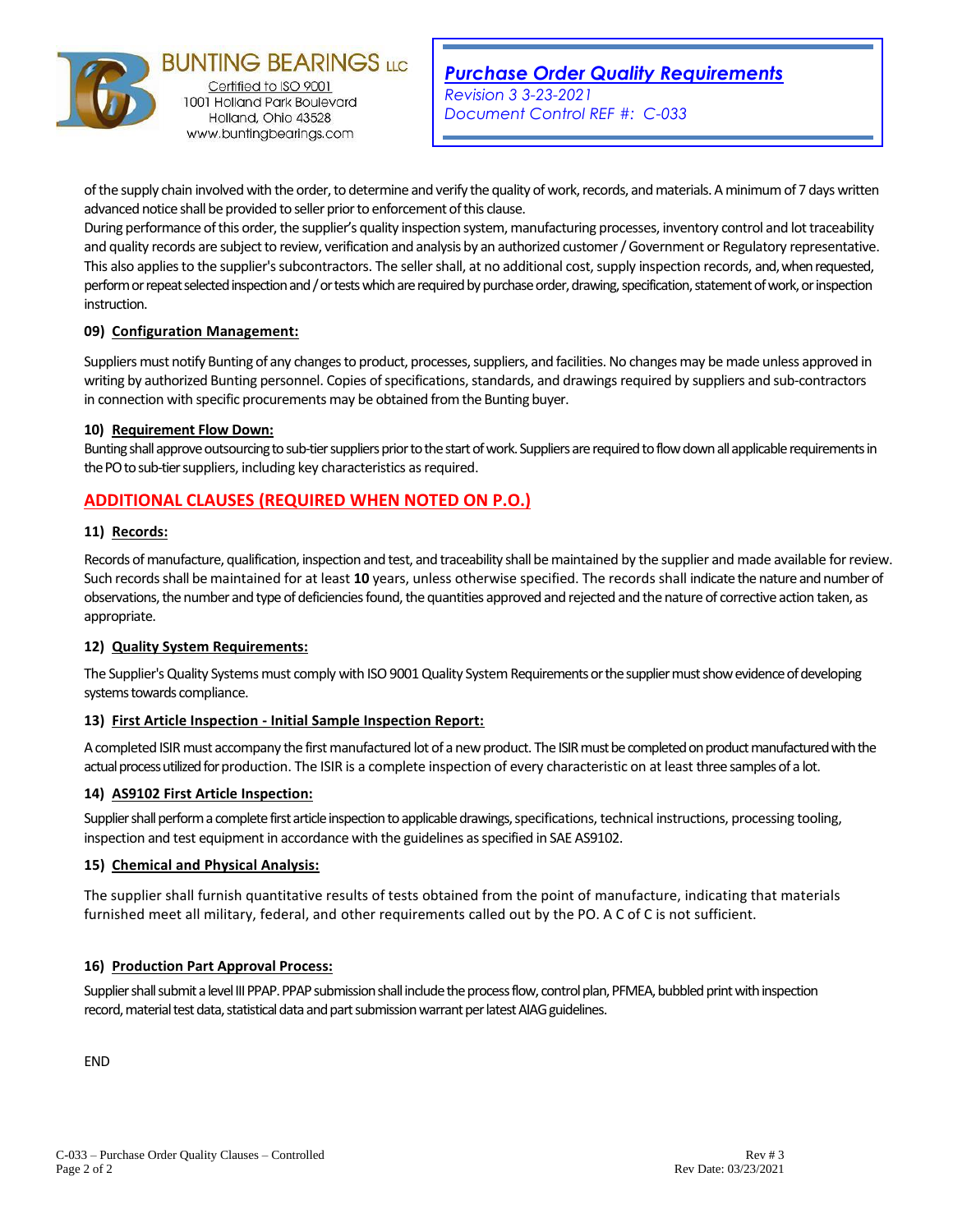of the supply chain involved with the order, to determine and verify the quality of work, records, and materials. A minimum of 7 days written advanced notice shall be provided to seller prior to enforcement of this clause.
During performance of this order, the supplier's quality inspection system, manufacturing processes, inventory control and lot traceability and quality records are subject to review, verification and analysis by an authorized customer / Government or Regulatory representative. This also applies to the supplier's subcontractors. The seller shall, at no additional cost, supply inspection records, and, when requested, perform or repeat selected inspection and / or tests which are required by purchase order, drawing, specification, statement of work, or inspection instruction.

**09) Configuration Management:**

Suppliers must notify Bunting of any changes to product, processes, suppliers, and facilities. No changes may be made unless approved in writing by authorized Bunting personnel. Copies of specifications, standards, and drawings required by suppliers and sub-contractors in connection with specific procurements may be obtained from the Bunting buyer.

**10) Requirement Flow Down:**

Bunting shall approve outsourcing to sub-tier suppliers prior to the start of work. Suppliers are required to flow down all applicable requirements in the PO to sub-tier suppliers, including key characteristics as required.

## ADDITIONAL CLAUSES (REQUIRED WHEN NOTED ON P.O.)

**11) Records:**

Records of manufacture, qualification, inspection and test, and traceability shall be maintained by the supplier and made available for review. Such records shall be maintained for at least **10** years, unless otherwise specified. The records shall indicate the nature and number of observations, the number and type of deficiencies found, the quantities approved and rejected and the nature of corrective action taken, as appropriate.

**12) Quality System Requirements:**

The Supplier's Quality Systems must comply with ISO 9001 Quality System Requirements or the supplier must show evidence of developing systems towards compliance.

**13) First Article Inspection - Initial Sample Inspection Report:**

A completed ISIR must accompany the first manufactured lot of a new product. The ISIR must be completed on product manufactured with the actual process utilized for production. The ISIR is a complete inspection of every characteristic on at least three samples of a lot.

**14) AS9102 First Article Inspection:**

Supplier shall perform a complete first article inspection to applicable drawings, specifications, technical instructions, processing tooling, inspection and test equipment in accordance with the guidelines as specified in SAE AS9102.

**15) Chemical and Physical Analysis:**

The supplier shall furnish quantitative results of tests obtained from the point of manufacture, indicating that materials furnished meet all military, federal, and other requirements called out by the PO. A C of C is not sufficient.

**16) Production Part Approval Process:**

Supplier shall submit a level III PPAP. PPAP submission shall include the process flow, control plan, PFMEA, bubbled print with inspection record, material test data, statistical data and part submission warrant per latest AIAG guidelines.

END